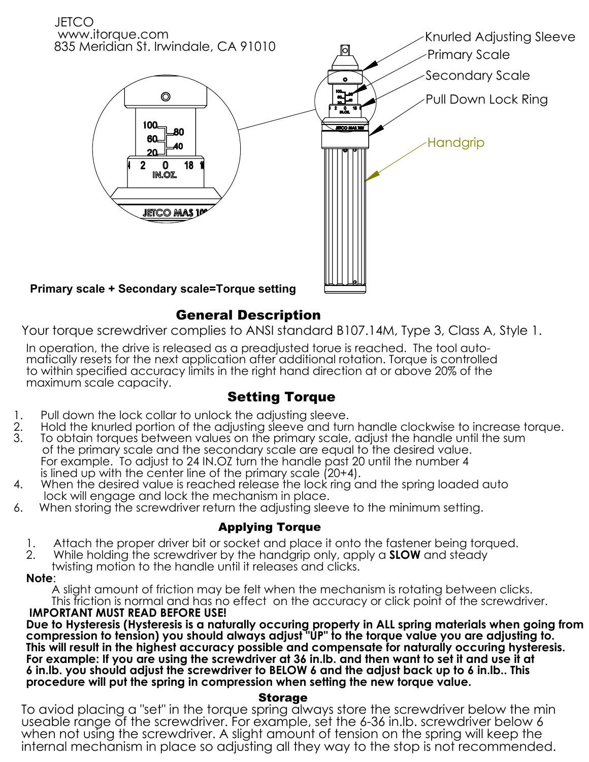JETCO
www.itorque.com
835 Meridian St. Irwindale, CA 91010

Knurled Adjusting Sleeve
Primary Scale
Secondary Scale
Pull Down Lock Ring
Handgrip

**Primary scale + Secondary scale=Torque setting**

## General Description

Your torque screwdriver complies to ANSI standard B107.14M, Type 3, Class A, Style 1.

In operation, the drive is released as a preadjusted torue is reached. The tool automatically resets for the next application after additional rotation. Torque is controlled to within specified accuracy limits in the right hand direction at or above 20% of the maximum scale capacity.

## Setting Torque

1. Pull down the lock collar to unlock the adjusting sleeve.
2. Hold the knurled portion of the adjusting sleeve and turn handle clockwise to increase torque.
3. To obtain torques between values on the primary scale, adjust the handle until the sum of the primary scale and the secondary scale are equal to the desired value. For example. To adjust to 24 IN.OZ turn the handle past 20 until the number 4 is lined up with the center line of the primary scale (20+4).
4. When the desired value is reached release the lock ring and the spring loaded auto lock will engage and lock the mechanism in place.
6. When storing the screwdriver return the adjusting sleeve to the minimum setting.

### Applying Torque

1. Attach the proper driver bit or socket and place it onto the fastener being torqued.
2. While holding the screwdriver by the handgrip only, apply a **SLOW** and steady twisting motion to the handle until it releases and clicks.

**Note**:
A slight amount of friction may be felt when the mechanism is rotating between clicks. This friction is normal and has no effect on the accuracy or click point of the screwdriver.

**IMPORTANT MUST READ BEFORE USE!**
**Due to Hysteresis (Hysteresis is a naturally occuring property in ALL spring materials when going from compression to tension) you should always adjust "UP" to the torque value you are adjusting to. This will result in the highest accuracy possible and compensate for naturally occuring hysteresis. For example: If you are using the screwdriver at 36 in.lb. and then want to set it and use it at 6 in.lb. you should adjust the screwdriver to BELOW 6 and the adjust back up to 6 in.lb.. This procedure will put the spring in compression when setting the new torque value.**

### Storage

To aviod placing a "set" in the torque spring always store the screwdriver below the min useable range of the screwdriver. For example, set the 6-36 in.lb. screwdriver below 6 when not using the screwdriver. A slight amount of tension on the spring will keep the internal mechanism in place so adjusting all they way to the stop is not recommended.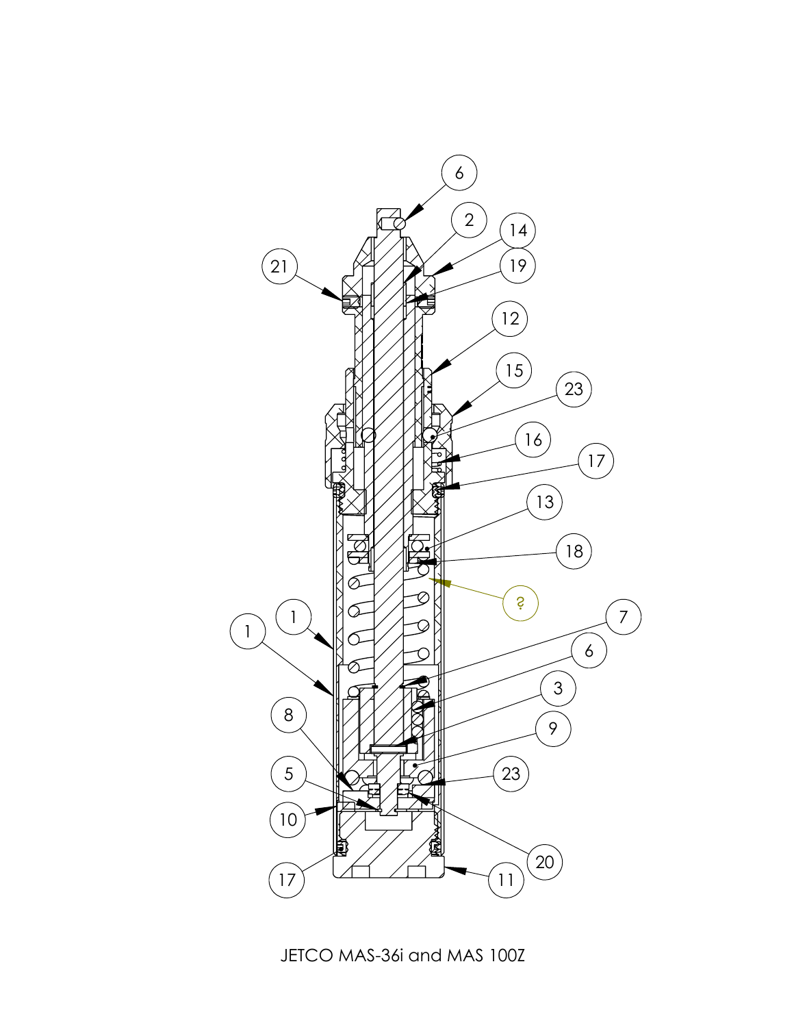JETCO MAS-36i and MAS 100Z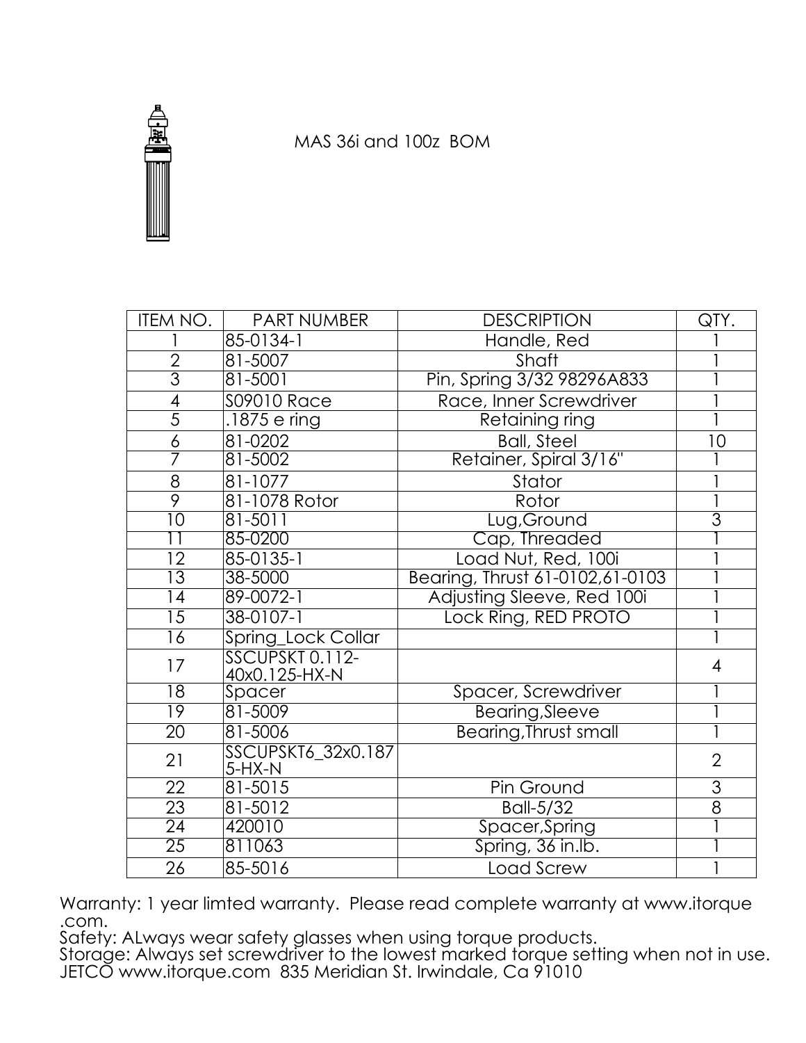MAS 36i and 100z BOM

| ITEM NO. | PART NUMBER | DESCRIPTION | QTY. |
|---|---|---|---|
| 1 | 85-0134-1 | Handle, Red | 1 |
| 2 | 81-5007 | Shaft | 1 |
| 3 | 81-5001 | Pin, Spring 3/32 98296A833 | 1 |
| 4 | S09010 Race | Race, Inner Screwdriver | 1 |
| 5 | .1875 e ring | Retaining ring | 1 |
| 6 | 81-0202 | Ball, Steel | 10 |
| 7 | 81-5002 | Retainer, Spiral 3/16" | 1 |
| 8 | 81-1077 | Stator | 1 |
| 9 | 81-1078 Rotor | Rotor | 1 |
| 10 | 81-5011 | Lug,Ground | 3 |
| 11 | 85-0200 | Cap, Threaded | 1 |
| 12 | 85-0135-1 | Load Nut, Red, 100i | 1 |
| 13 | 38-5000 | Bearing, Thrust 61-0102,61-0103 | 1 |
| 14 | 89-0072-1 | Adjusting Sleeve, Red 100i | 1 |
| 15 | 38-0107-1 | Lock Ring, RED PROTO | 1 |
| 16 | Spring_Lock Collar | | 1 |
| 17 | SSCUPSKT 0.112-40x0.125-HX-N | | 4 |
| 18 | Spacer | Spacer, Screwdriver | 1 |
| 19 | 81-5009 | Bearing,Sleeve | 1 |
| 20 | 81-5006 | Bearing,Thrust small | 1 |
| 21 | SSCUPSKT6_32x0.1875-HX-N | | 2 |
| 22 | 81-5015 | Pin Ground | 3 |
| 23 | 81-5012 | Ball-5/32 | 8 |
| 24 | 420010 | Spacer,Spring | 1 |
| 25 | 811063 | Spring, 36 in.lb. | 1 |
| 26 | 85-5016 | Load Screw | 1 |

Warranty: 1 year limted warranty. Please read complete warranty at www.itorque.com.
Safety: ALways wear safety glasses when using torque products.
Storage: Always set screwdriver to the lowest marked torque setting when not in use.
JETCO www.itorque.com 835 Meridian St. Irwindale, Ca 91010